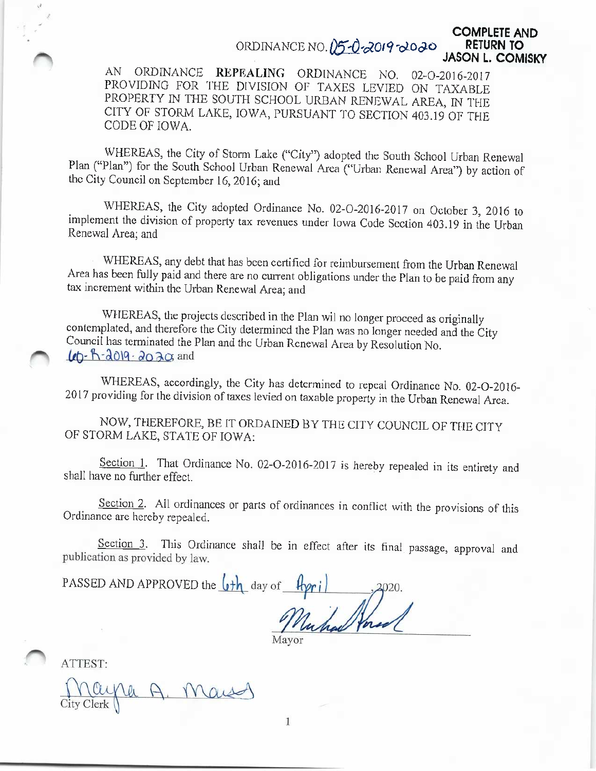**COMPLETE AND RETURN TO JASON L. COMISKY**

ORDINANCE NO. 05-O-2019-2020

AN ORDINANCE **REPEALING** ORDINANCE NO. 02-O-2016-2017 PROVIDING FOR THE DIVISION OF TAXES LEVIED ON TAXABLE PROPERTY IN THE SOUTH SCHOOL URBAN RENEWAL AREA, IN THE CITY OF STORM LAKE, IOWA, PURSUANT TO SECTION 403.19 OF THE CODE OF IOWA.

WHEREAS, the City of Storm Lake ("City") adopted the South School Urban Renewal Plan ("Plan") for the South School Urban Renewal Area ("Urban Renewal Area") by action of the City Council on September 16, 2016; and

WHEREAS, the City adopted Ordinance No. 02-O-2016-2017 on October 3, 2016 to implement the division of property tax revenues under Iowa Code Section 403.19 in the Urban Renewal Area; and

WHEREAS, any debt that has been certified for reimbursement from the Urban Renewal Area has been fully paid and there are no current obligations under the Plan to be paid from any tax increment within the Urban Renewal Area; and

WHEREAS, the projects described in the Plan wil no longer proceed as originally contemplated, and therefore the City determined the Plan was no longer needed and the City Council has terminated the Plan and the Urban Renewal Area by Resolution No. 60-R-2019-2020; and

WHEREAS, accordingly, the City has determined to repeal Ordinance No. 02-O-2016-2017 providing for the division of taxes levied on taxable property in the Urban Renewal Area.

NOW, THEREFORE, BE IT ORDAINED BY THE CITY COUNCIL OF THE CITY OF STORM LAKE, STATE OF IOWA:

Section 1. That Ordinance No. 02-O-2016-2017 is hereby repealed in its entirety and shall have no further effect.

Section 2. All ordinances or parts of ordinances in conflict with the provisions of this Ordinance are hereby repealed.

Section 3. This Ordinance shall be in effect after its final passage, approval and publication as provided by law.

PASSED AND APPROVED the 6th day of April, 2020.

Mayor

ATTEST:

City Clerk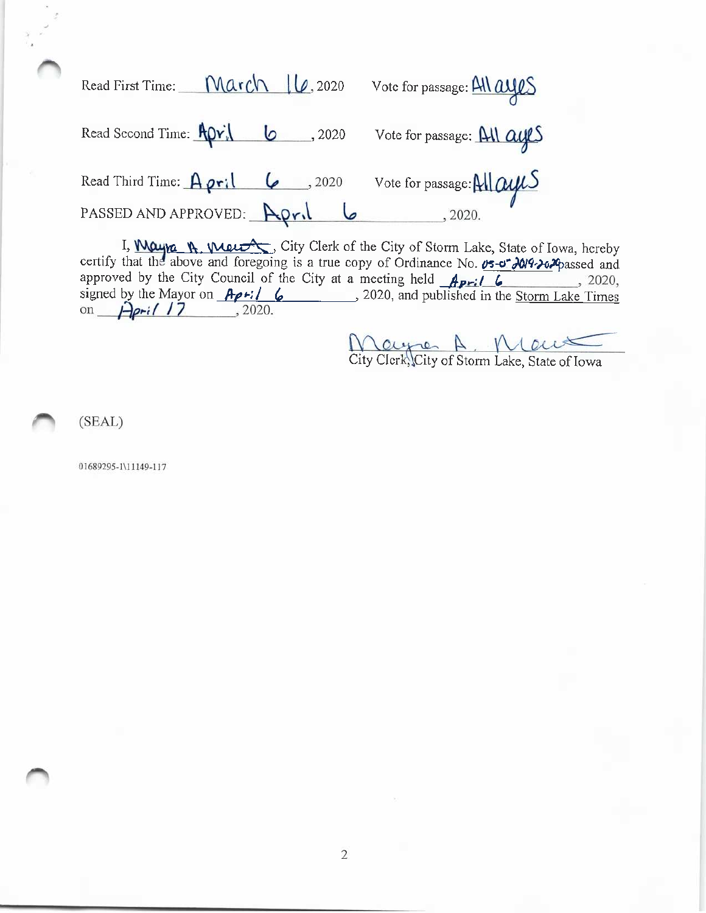Read First Time: March 16, 2020 Vote for passage: All ayes

Read Second Time: April 6, 2020 Vote for passage: All ayes

Read Third Time: April 6, 2020 Vote for passage: All ayes

PASSED AND APPROVED: April 6, 2020.

I, Mayra A. Martz, City Clerk of the City of Storm Lake, State of Iowa, hereby certify that the above and foregoing is a true copy of Ordinance No. 05-O-2019-2020 passed and approved by the City Council of the City at a meeting held April 6, 2020, signed by the Mayor on April 6, 2020, and published in the Storm Lake Times on April 17, 2020.

City Clerk, City of Storm Lake, State of Iowa

(SEAL)

01689295-1\11149-117